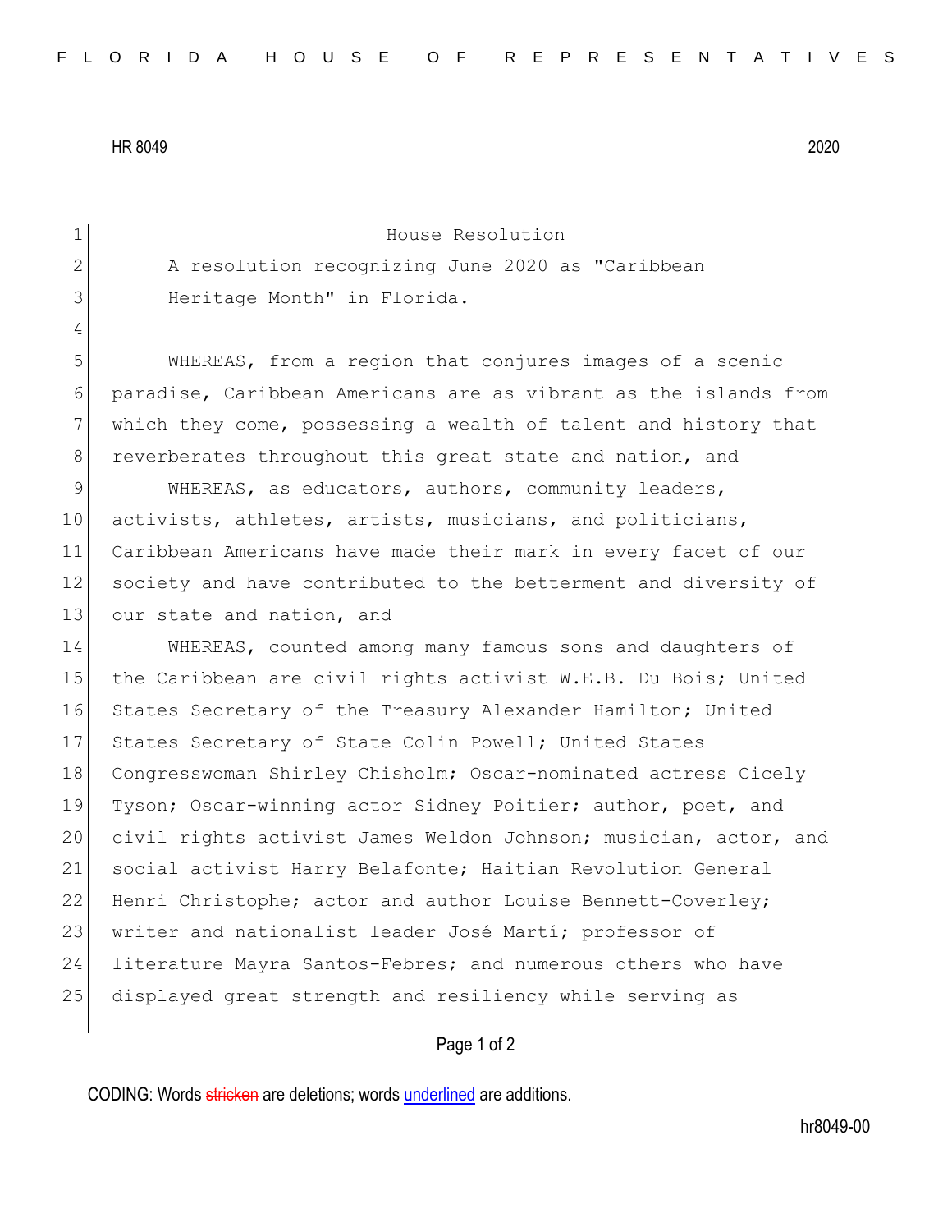HR 8049 2020

House Resolution

A resolution recognizing June 2020 as "Caribbean Heritage Month" in Florida.

WHEREAS, from a region that conjures images of a scenic paradise, Caribbean Americans are as vibrant as the islands from which they come, possessing a wealth of talent and history that reverberates throughout this great state and nation, and

WHEREAS, as educators, authors, community leaders, activists, athletes, artists, musicians, and politicians, Caribbean Americans have made their mark in every facet of our society and have contributed to the betterment and diversity of our state and nation, and

WHEREAS, counted among many famous sons and daughters of the Caribbean are civil rights activist W.E.B. Du Bois; United States Secretary of the Treasury Alexander Hamilton; United States Secretary of State Colin Powell; United States Congresswoman Shirley Chisholm; Oscar-nominated actress Cicely Tyson; Oscar-winning actor Sidney Poitier; author, poet, and civil rights activist James Weldon Johnson; musician, actor, and social activist Harry Belafonte; Haitian Revolution General Henri Christophe; actor and author Louise Bennett-Coverley; writer and nationalist leader José Martí; professor of literature Mayra Santos-Febres; and numerous others who have displayed great strength and resiliency while serving as

CODING: Words stricken are deletions; words underlined are additions.

hr8049-00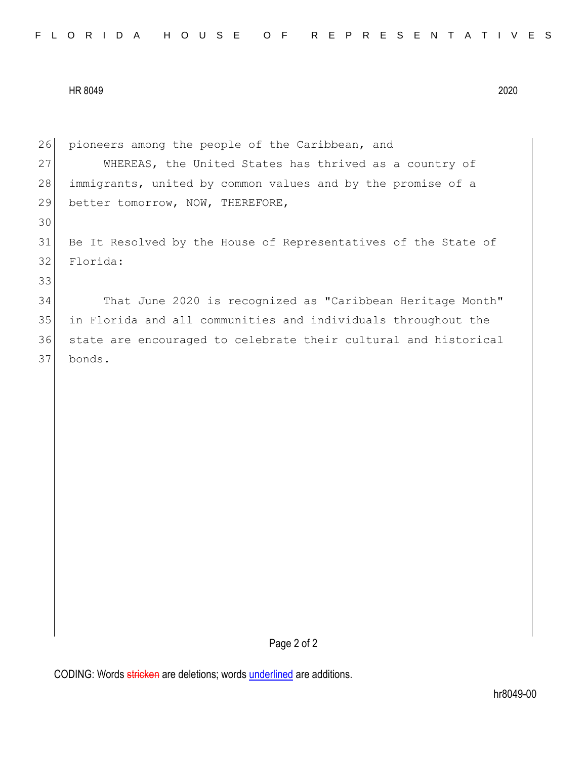pioneers among the people of the Caribbean, and

WHEREAS, the United States has thrived as a country of immigrants, united by common values and by the promise of a better tomorrow, NOW, THEREFORE,

Be It Resolved by the House of Representatives of the State of Florida:

That June 2020 is recognized as "Caribbean Heritage Month" in Florida and all communities and individuals throughout the state are encouraged to celebrate their cultural and historical bonds.